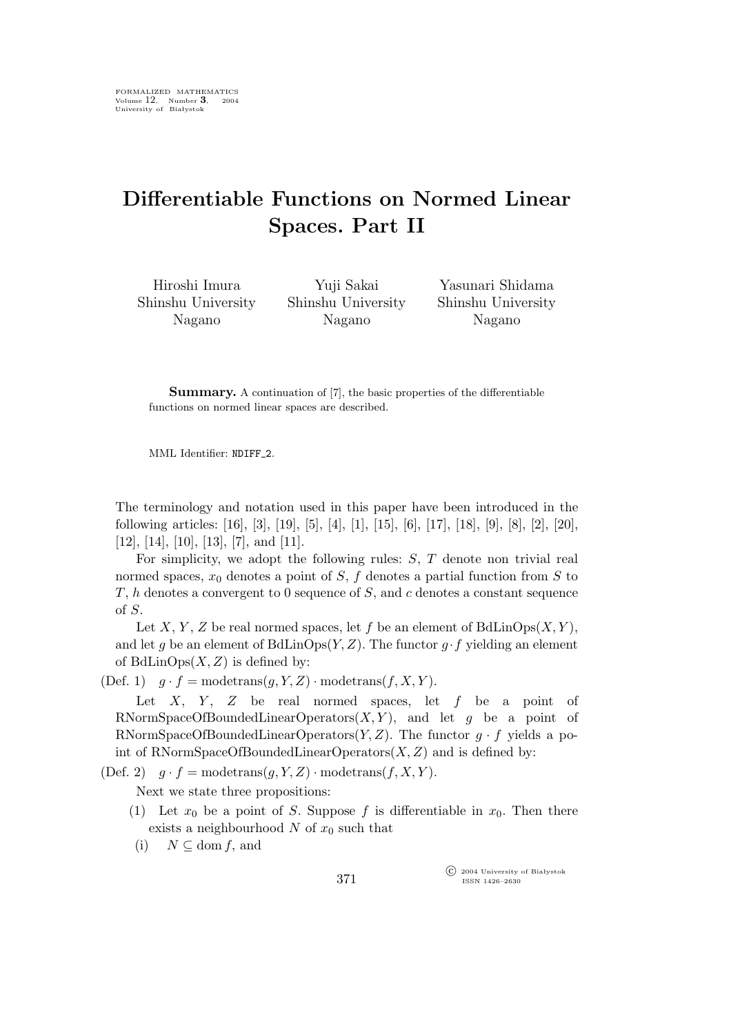FORMALIZED MATHEMATICS
Volume 12, Number 3, 2004
University of Białystok

# Differentiable Functions on Normed Linear Spaces. Part II

Hiroshi Imura
Shinshu University
Nagano

Yuji Sakai
Shinshu University
Nagano

Yasunari Shidama
Shinshu University
Nagano

**Summary.** A continuation of [7], the basic properties of the differentiable functions on normed linear spaces are described.

MML Identifier: NDIFF_2.

The terminology and notation used in this paper have been introduced in the following articles: [16], [3], [19], [5], [4], [1], [15], [6], [17], [18], [9], [8], [2], [20], [12], [14], [10], [13], [7], and [11].

For simplicity, we adopt the following rules: $S$, $T$ denote non trivial real normed spaces, $x_0$ denotes a point of $S$, $f$ denotes a partial function from $S$ to $T$, $h$ denotes a convergent to 0 sequence of $S$, and $c$ denotes a constant sequence of $S$.

Let $X$, $Y$, $Z$ be real normed spaces, let $f$ be an element of $\mathrm{BdLinOps}(X, Y)$, and let $g$ be an element of $\mathrm{BdLinOps}(Y, Z)$. The functor $g \cdot f$ yielding an element of $\mathrm{BdLinOps}(X, Z)$ is defined by:

(Def. 1) $g \cdot f = \mathrm{modetrans}(g, Y, Z) \cdot \mathrm{modetrans}(f, X, Y)$.

Let $X$, $Y$, $Z$ be real normed spaces, let $f$ be a point of $\mathrm{RNormSpaceOfBoundedLinearOperators}(X, Y)$, and let $g$ be a point of $\mathrm{RNormSpaceOfBoundedLinearOperators}(Y, Z)$. The functor $g \cdot f$ yields a point of $\mathrm{RNormSpaceOfBoundedLinearOperators}(X, Z)$ and is defined by:

(Def. 2) $g \cdot f = \mathrm{modetrans}(g, Y, Z) \cdot \mathrm{modetrans}(f, X, Y)$.

Next we state three propositions:

(1) Let $x_0$ be a point of $S$. Suppose $f$ is differentiable in $x_0$. Then there exists a neighbourhood $N$ of $x_0$ such that

(i) $N \subseteq \mathrm{dom}\, f$, and

© 2004 University of Białystok
ISSN 1426–2630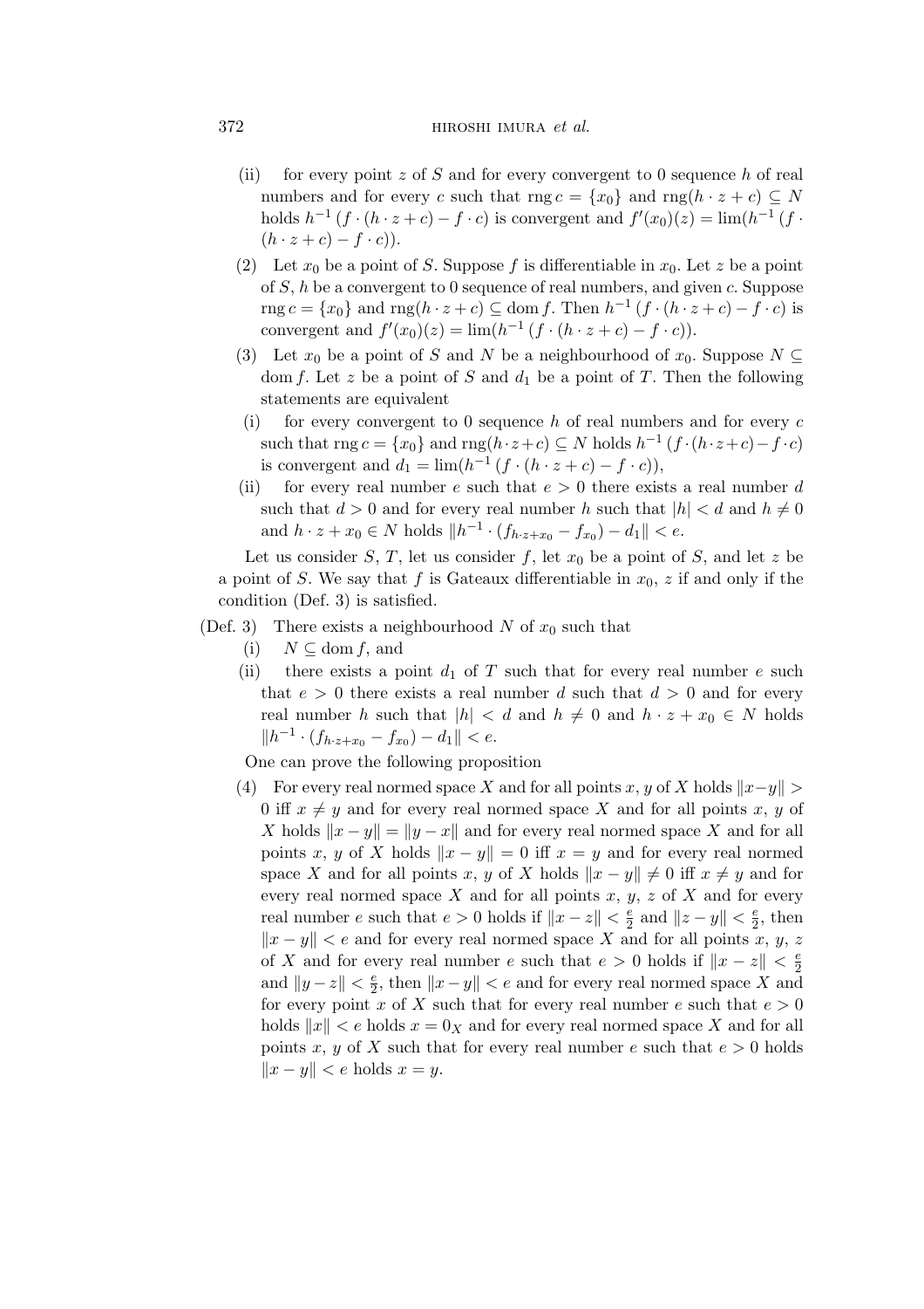(ii) for every point $z$ of $S$ and for every convergent to 0 sequence $h$ of real numbers and for every $c$ such that $\operatorname{rng} c = \{x_0\}$ and $\operatorname{rng}(h \cdot z + c) \subseteq N$ holds $h^{-1} (f \cdot (h \cdot z + c) - f \cdot c)$ is convergent and $f'(x_0)(z) = \lim(h^{-1} (f \cdot (h \cdot z + c) - f \cdot c))$.

(2) Let $x_0$ be a point of $S$. Suppose $f$ is differentiable in $x_0$. Let $z$ be a point of $S$, $h$ be a convergent to 0 sequence of real numbers, and given $c$. Suppose $\operatorname{rng} c = \{x_0\}$ and $\operatorname{rng}(h \cdot z + c) \subseteq \operatorname{dom} f$. Then $h^{-1} (f \cdot (h \cdot z + c) - f \cdot c)$ is convergent and $f'(x_0)(z) = \lim(h^{-1} (f \cdot (h \cdot z + c) - f \cdot c))$.

(3) Let $x_0$ be a point of $S$ and $N$ be a neighbourhood of $x_0$. Suppose $N \subseteq \operatorname{dom} f$. Let $z$ be a point of $S$ and $d_1$ be a point of $T$. Then the following statements are equivalent

(i) for every convergent to 0 sequence $h$ of real numbers and for every $c$ such that $\operatorname{rng} c = \{x_0\}$ and $\operatorname{rng}(h \cdot z + c) \subseteq N$ holds $h^{-1} (f \cdot (h \cdot z + c) - f \cdot c)$ is convergent and $d_1 = \lim(h^{-1} (f \cdot (h \cdot z + c) - f \cdot c))$,

(ii) for every real number $e$ such that $e > 0$ there exists a real number $d$ such that $d > 0$ and for every real number $h$ such that $|h| < d$ and $h \neq 0$ and $h \cdot z + x_0 \in N$ holds $\|h^{-1} \cdot (f_{h \cdot z + x_0} - f_{x_0}) - d_1\| < e$.

Let us consider $S$, $T$, let us consider $f$, let $x_0$ be a point of $S$, and let $z$ be a point of $S$. We say that $f$ is Gateaux differentiable in $x_0$, $z$ if and only if the condition (Def. 3) is satisfied.

(Def. 3) There exists a neighbourhood $N$ of $x_0$ such that

(i) $N \subseteq \operatorname{dom} f$, and

(ii) there exists a point $d_1$ of $T$ such that for every real number $e$ such that $e > 0$ there exists a real number $d$ such that $d > 0$ and for every real number $h$ such that $|h| < d$ and $h \neq 0$ and $h \cdot z + x_0 \in N$ holds $\|h^{-1} \cdot (f_{h \cdot z + x_0} - f_{x_0}) - d_1\| < e$.

One can prove the following proposition

(4) For every real normed space $X$ and for all points $x$, $y$ of $X$ holds $\|x - y\| > 0$ iff $x \neq y$ and for every real normed space $X$ and for all points $x$, $y$ of $X$ holds $\|x - y\| = \|y - x\|$ and for every real normed space $X$ and for all points $x$, $y$ of $X$ holds $\|x - y\| = 0$ iff $x = y$ and for every real normed space $X$ and for all points $x$, $y$ of $X$ holds $\|x - y\| \neq 0$ iff $x \neq y$ and for every real normed space $X$ and for all points $x$, $y$, $z$ of $X$ and for every real number $e$ such that $e > 0$ holds if $\|x - z\| < \frac{e}{2}$ and $\|z - y\| < \frac{e}{2}$, then $\|x - y\| < e$ and for every real normed space $X$ and for all points $x$, $y$, $z$ of $X$ and for every real number $e$ such that $e > 0$ holds if $\|x - z\| < \frac{e}{2}$ and $\|y - z\| < \frac{e}{2}$, then $\|x - y\| < e$ and for every real normed space $X$ and for every point $x$ of $X$ such that for every real number $e$ such that $e > 0$ holds $\|x\| < e$ holds $x = 0_X$ and for every real normed space $X$ and for all points $x$, $y$ of $X$ such that for every real number $e$ such that $e > 0$ holds $\|x - y\| < e$ holds $x = y$.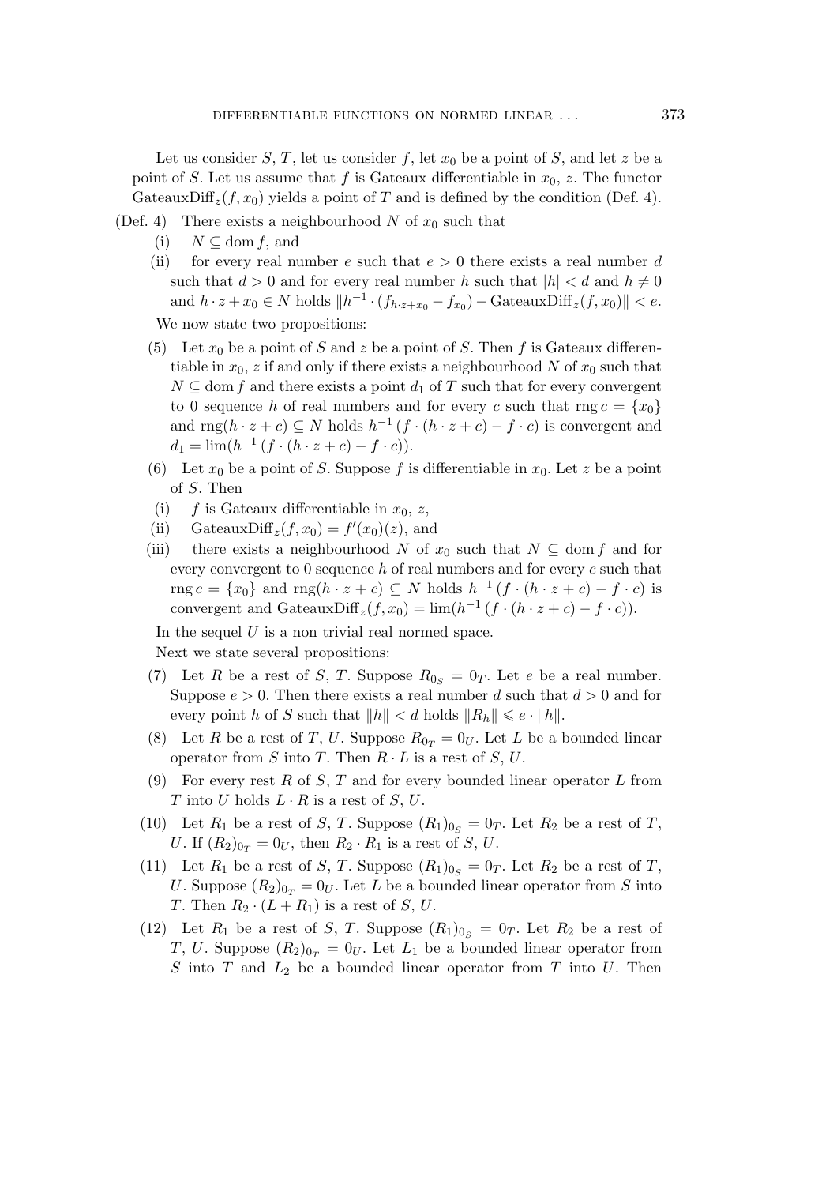Let us consider $S$, $T$, let us consider $f$, let $x_0$ be a point of $S$, and let $z$ be a point of $S$. Let us assume that $f$ is Gateaux differentiable in $x_0$, $z$. The functor $\text{GateauxDiff}_z(f, x_0)$ yields a point of $T$ and is defined by the condition (Def. 4).

(Def. 4) There exists a neighbourhood $N$ of $x_0$ such that

- (i) $N \subseteq \text{dom} f$, and
- (ii) for every real number $e$ such that $e > 0$ there exists a real number $d$ such that $d > 0$ and for every real number $h$ such that $|h| < d$ and $h \neq 0$ and $h \cdot z + x_0 \in N$ holds $\|h^{-1} \cdot (f_{h \cdot z + x_0} - f_{x_0}) - \text{GateauxDiff}_z(f, x_0)\| < e$.

We now state two propositions:

(5) Let $x_0$ be a point of $S$ and $z$ be a point of $S$. Then $f$ is Gateaux differentiable in $x_0$, $z$ if and only if there exists a neighbourhood $N$ of $x_0$ such that $N \subseteq \text{dom} f$ and there exists a point $d_1$ of $T$ such that for every convergent to 0 sequence $h$ of real numbers and for every $c$ such that $\text{rng}\, c = \{x_0\}$ and $\text{rng}(h \cdot z + c) \subseteq N$ holds $h^{-1} (f \cdot (h \cdot z + c) - f \cdot c)$ is convergent and $d_1 = \lim(h^{-1} (f \cdot (h \cdot z + c) - f \cdot c))$.

(6) Let $x_0$ be a point of $S$. Suppose $f$ is differentiable in $x_0$. Let $z$ be a point of $S$. Then

- (i) $f$ is Gateaux differentiable in $x_0$, $z$,
- (ii) $\text{GateauxDiff}_z(f, x_0) = f'(x_0)(z)$, and
- (iii) there exists a neighbourhood $N$ of $x_0$ such that $N \subseteq \text{dom} f$ and for every convergent to 0 sequence $h$ of real numbers and for every $c$ such that $\text{rng}\, c = \{x_0\}$ and $\text{rng}(h \cdot z + c) \subseteq N$ holds $h^{-1} (f \cdot (h \cdot z + c) - f \cdot c)$ is convergent and $\text{GateauxDiff}_z(f, x_0) = \lim(h^{-1} (f \cdot (h \cdot z + c) - f \cdot c))$.

In the sequel $U$ is a non trivial real normed space.

Next we state several propositions:

(7) Let $R$ be a rest of $S$, $T$. Suppose $R_{0_S} = 0_T$. Let $e$ be a real number. Suppose $e > 0$. Then there exists a real number $d$ such that $d > 0$ and for every point $h$ of $S$ such that $\|h\| < d$ holds $\|R_h\| \leqslant e \cdot \|h\|$.

(8) Let $R$ be a rest of $T$, $U$. Suppose $R_{0_T} = 0_U$. Let $L$ be a bounded linear operator from $S$ into $T$. Then $R \cdot L$ is a rest of $S$, $U$.

(9) For every rest $R$ of $S$, $T$ and for every bounded linear operator $L$ from $T$ into $U$ holds $L \cdot R$ is a rest of $S$, $U$.

(10) Let $R_1$ be a rest of $S$, $T$. Suppose $(R_1)_{0_S} = 0_T$. Let $R_2$ be a rest of $T$, $U$. If $(R_2)_{0_T} = 0_U$, then $R_2 \cdot R_1$ is a rest of $S$, $U$.

(11) Let $R_1$ be a rest of $S$, $T$. Suppose $(R_1)_{0_S} = 0_T$. Let $R_2$ be a rest of $T$, $U$. Suppose $(R_2)_{0_T} = 0_U$. Let $L$ be a bounded linear operator from $S$ into $T$. Then $R_2 \cdot (L + R_1)$ is a rest of $S$, $U$.

(12) Let $R_1$ be a rest of $S$, $T$. Suppose $(R_1)_{0_S} = 0_T$. Let $R_2$ be a rest of $T$, $U$. Suppose $(R_2)_{0_T} = 0_U$. Let $L_1$ be a bounded linear operator from $S$ into $T$ and $L_2$ be a bounded linear operator from $T$ into $U$. Then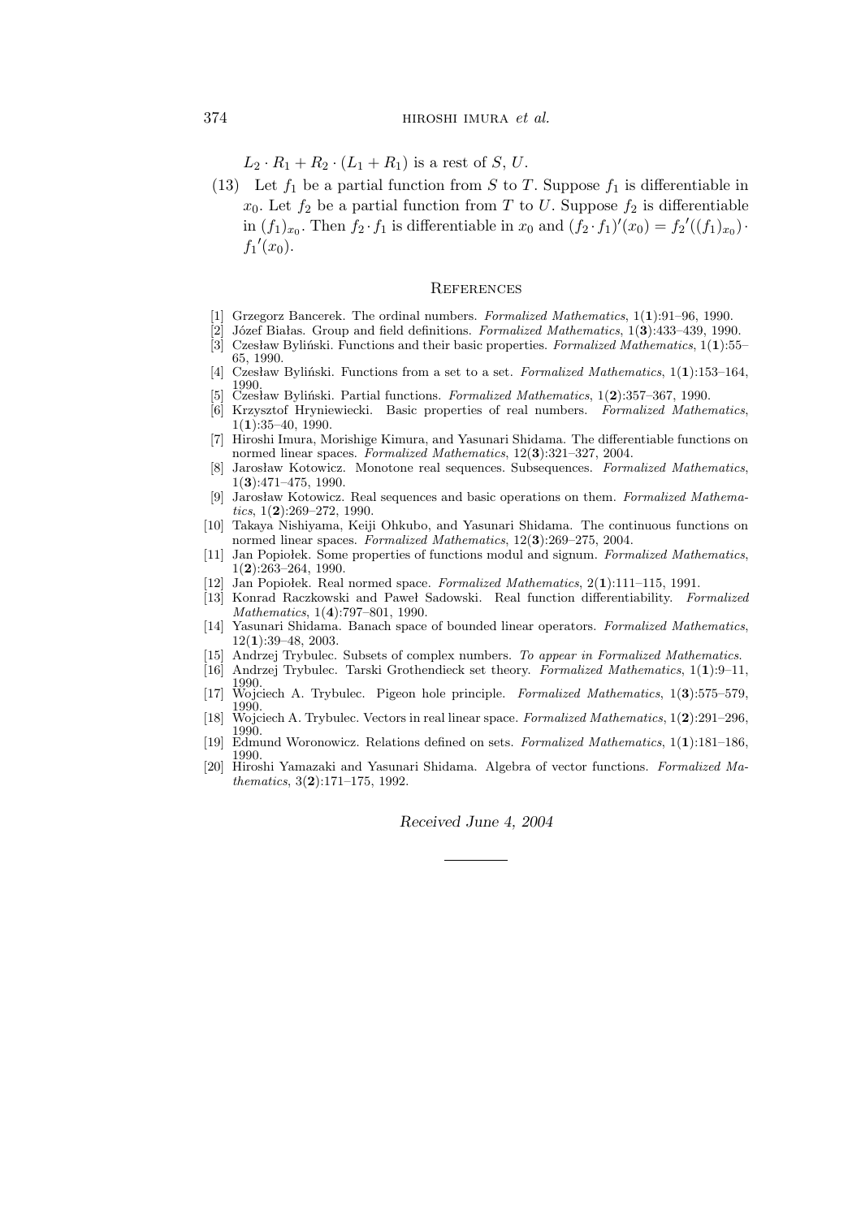$L_2 \cdot R_1 + R_2 \cdot (L_1 + R_1)$ is a rest of $S$, $U$.

(13) Let $f_1$ be a partial function from $S$ to $T$. Suppose $f_1$ is differentiable in $x_0$. Let $f_2$ be a partial function from $T$ to $U$. Suppose $f_2$ is differentiable in $(f_1)_{x_0}$. Then $f_2 \cdot f_1$ is differentiable in $x_0$ and $(f_2 \cdot f_1)'(x_0) = f_2{}'((f_1)_{x_0}) \cdot f_1{}'(x_0)$.

## References

[1] Grzegorz Bancerek. The ordinal numbers. *Formalized Mathematics*, 1(**1**):91–96, 1990.

[2] Józef Białas. Group and field definitions. *Formalized Mathematics*, 1(**3**):433–439, 1990.

[3] Czesław Byliński. Functions and their basic properties. *Formalized Mathematics*, 1(**1**):55–65, 1990.

[4] Czesław Byliński. Functions from a set to a set. *Formalized Mathematics*, 1(**1**):153–164, 1990.

[5] Czesław Byliński. Partial functions. *Formalized Mathematics*, 1(**2**):357–367, 1990.

[6] Krzysztof Hryniewiecki. Basic properties of real numbers. *Formalized Mathematics*, 1(**1**):35–40, 1990.

[7] Hiroshi Imura, Morishige Kimura, and Yasunari Shidama. The differentiable functions on normed linear spaces. *Formalized Mathematics*, 12(**3**):321–327, 2004.

[8] Jarosław Kotowicz. Monotone real sequences. Subsequences. *Formalized Mathematics*, 1(**3**):471–475, 1990.

[9] Jarosław Kotowicz. Real sequences and basic operations on them. *Formalized Mathematics*, 1(**2**):269–272, 1990.

[10] Takaya Nishiyama, Keiji Ohkubo, and Yasunari Shidama. The continuous functions on normed linear spaces. *Formalized Mathematics*, 12(**3**):269–275, 2004.

[11] Jan Popiołek. Some properties of functions modul and signum. *Formalized Mathematics*, 1(**2**):263–264, 1990.

[12] Jan Popiołek. Real normed space. *Formalized Mathematics*, 2(**1**):111–115, 1991.

[13] Konrad Raczkowski and Paweł Sadowski. Real function differentiability. *Formalized Mathematics*, 1(**4**):797–801, 1990.

[14] Yasunari Shidama. Banach space of bounded linear operators. *Formalized Mathematics*, 12(**1**):39–48, 2003.

[15] Andrzej Trybulec. Subsets of complex numbers. *To appear in Formalized Mathematics*.

[16] Andrzej Trybulec. Tarski Grothendieck set theory. *Formalized Mathematics*, 1(**1**):9–11, 1990.

[17] Wojciech A. Trybulec. Pigeon hole principle. *Formalized Mathematics*, 1(**3**):575–579, 1990.

[18] Wojciech A. Trybulec. Vectors in real linear space. *Formalized Mathematics*, 1(**2**):291–296, 1990.

[19] Edmund Woronowicz. Relations defined on sets. *Formalized Mathematics*, 1(**1**):181–186, 1990.

[20] Hiroshi Yamazaki and Yasunari Shidama. Algebra of vector functions. *Formalized Mathematics*, 3(**2**):171–175, 1992.

*Received June 4, 2004*